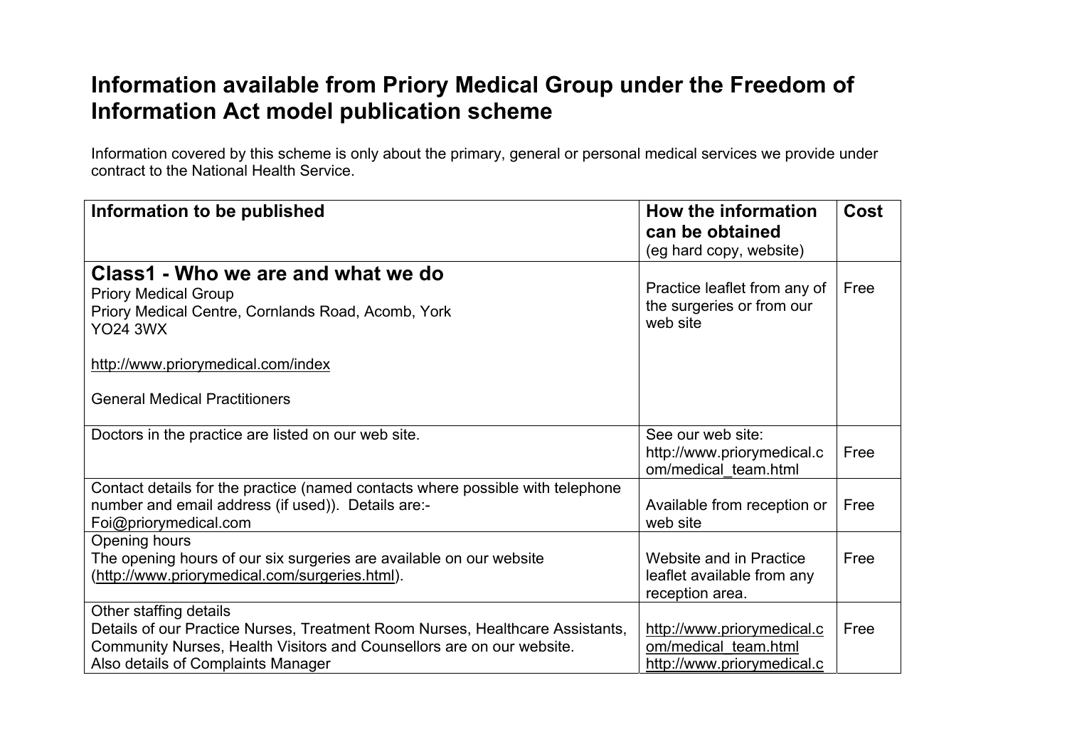# Information available from Priory Medical Group under the Freedom of Information Act model publication scheme

Information covered by this scheme is only about the primary, general or personal medical services we provide under contract to the National Health Service.

| Information to be published | How the information can be obtained (eg hard copy, website) | Cost |
|---|---|---|
| **Class1 - Who we are and what we do**<br>Priory Medical Group<br>Priory Medical Centre, Cornlands Road, Acomb, York<br>YO24 3WX<br><br>http://www.priorymedical.com/index<br><br>General Medical Practitioners | Practice leaflet from any of the surgeries or from our web site | Free |
| Doctors in the practice are listed on our web site. | See our web site: http://www.priorymedical.com/medical_team.html | Free |
| Contact details for the practice (named contacts where possible with telephone number and email address (if used)). Details are:-<br>Foi@priorymedical.com | Available from reception or web site | Free |
| Opening hours<br>The opening hours of our six surgeries are available on our website (http://www.priorymedical.com/surgeries.html). | Website and in Practice leaflet available from any reception area. | Free |
| Other staffing details<br>Details of our Practice Nurses, Treatment Room Nurses, Healthcare Assistants, Community Nurses, Health Visitors and Counsellors are on our website.<br>Also details of Complaints Manager | http://www.priorymedical.com/medical_team.html<br>http://www.priorymedical.c | Free |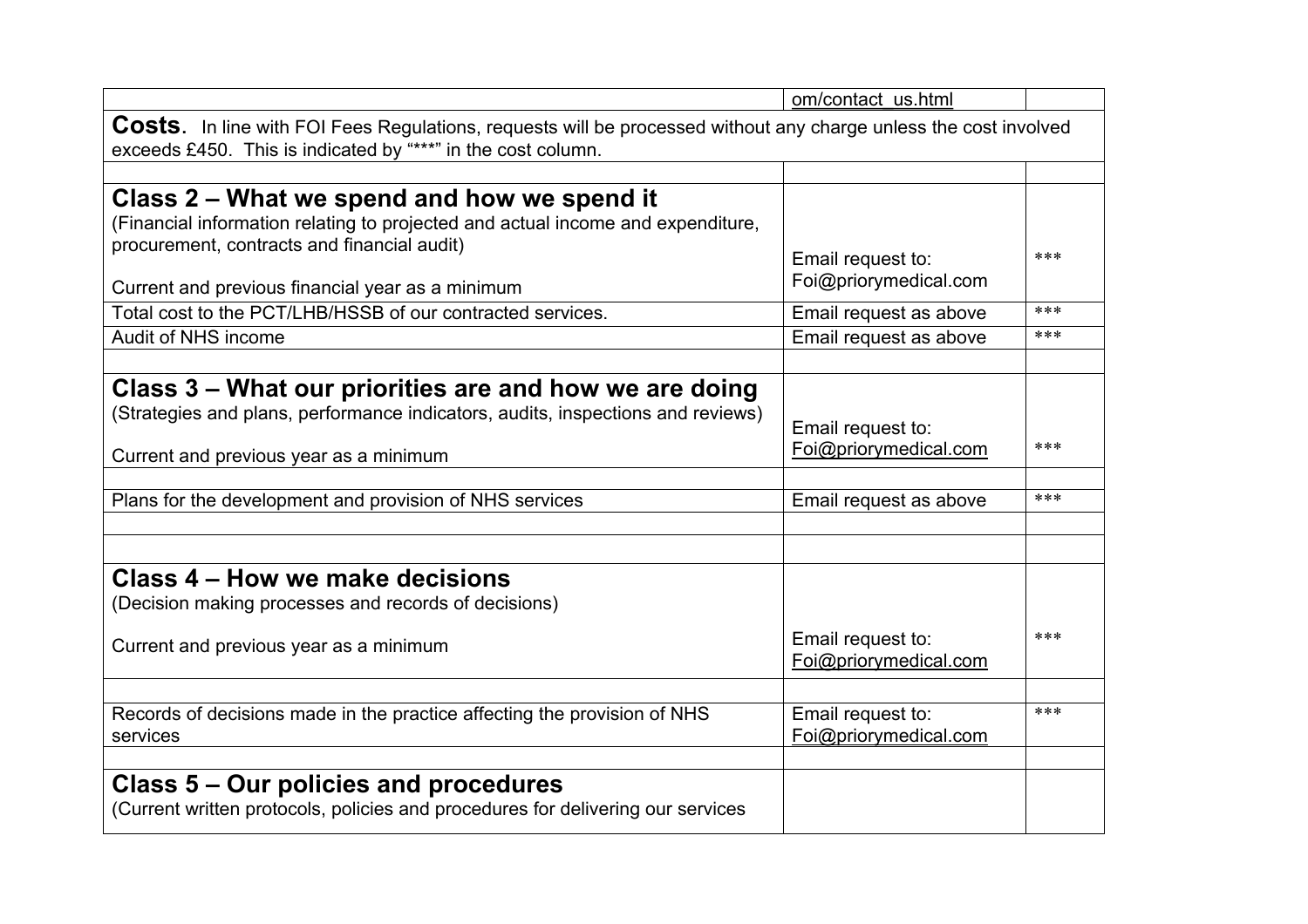| | | |
|---|---|---|
| | om/contact_us.html | |
| **Costs**. In line with FOI Fees Regulations, requests will be processed without any charge unless the cost involved exceeds £450. This is indicated by "***" in the cost column. | | |
| | | |
| **Class 2 – What we spend and how we spend it**<br>(Financial information relating to projected and actual income and expenditure, procurement, contracts and financial audit)<br><br>Current and previous financial year as a minimum | Email request to:<br>Foi@priorymedical.com | *** |
| Total cost to the PCT/LHB/HSSB of our contracted services. | Email request as above | *** |
| Audit of NHS income | Email request as above | *** |
| | | |
| **Class 3 – What our priorities are and how we are doing**<br>(Strategies and plans, performance indicators, audits, inspections and reviews)<br><br>Current and previous year as a minimum | Email request to:<br>Foi@priorymedical.com | *** |
| | | |
| Plans for the development and provision of NHS services | Email request as above | *** |
| | | |
| | | |
| **Class 4 – How we make decisions**<br>(Decision making processes and records of decisions)<br><br>Current and previous year as a minimum | Email request to:<br>Foi@priorymedical.com | *** |
| | | |
| Records of decisions made in the practice affecting the provision of NHS services | Email request to:<br>Foi@priorymedical.com | *** |
| | | |
| **Class 5 – Our policies and procedures**<br>(Current written protocols, policies and procedures for delivering our services | | |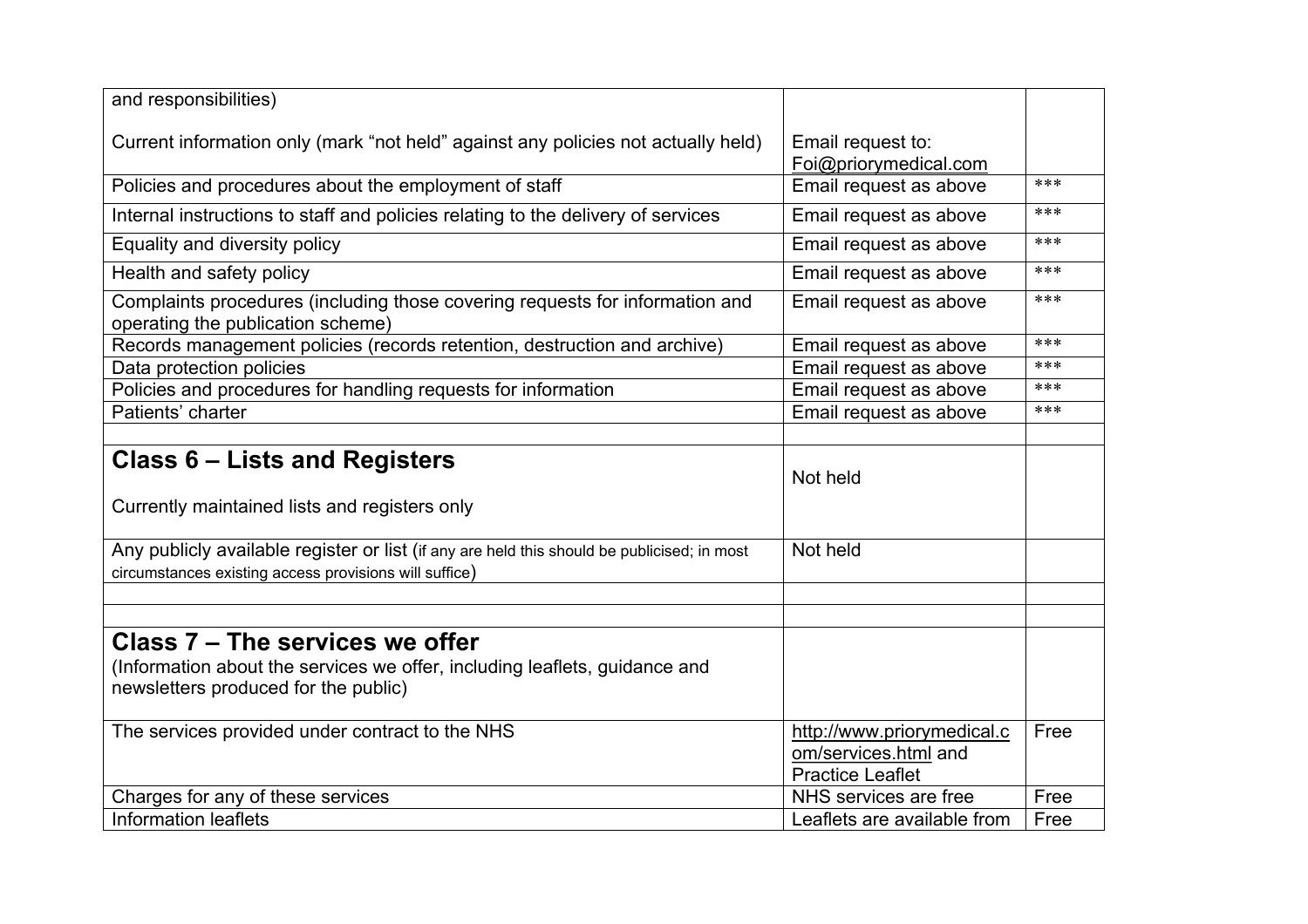| and responsibilities)<br><br>Current information only (mark "not held" against any policies not actually held) | Email request to:<br>Foi@priorymedical.com | |
|---|---|---|
| Policies and procedures about the employment of staff | Email request as above | *** |
| Internal instructions to staff and policies relating to the delivery of services | Email request as above | *** |
| Equality and diversity policy | Email request as above | *** |
| Health and safety policy | Email request as above | *** |
| Complaints procedures (including those covering requests for information and operating the publication scheme) | Email request as above | *** |
| Records management policies (records retention, destruction and archive) | Email request as above | *** |
| Data protection policies | Email request as above | *** |
| Policies and procedures for handling requests for information | Email request as above | *** |
| Patients' charter | Email request as above | *** |
| | | |
| **Class 6 – Lists and Registers**<br><br>Currently maintained lists and registers only | Not held | |
| Any publicly available register or list (if any are held this should be publicised; in most circumstances existing access provisions will suffice) | Not held | |
| | | |
| | | |
| **Class 7 – The services we offer**<br>(Information about the services we offer, including leaflets, guidance and newsletters produced for the public) | | |
| The services provided under contract to the NHS | http://www.priorymedical.com/services.html and Practice Leaflet | Free |
| Charges for any of these services | NHS services are free | Free |
| Information leaflets | Leaflets are available from | Free |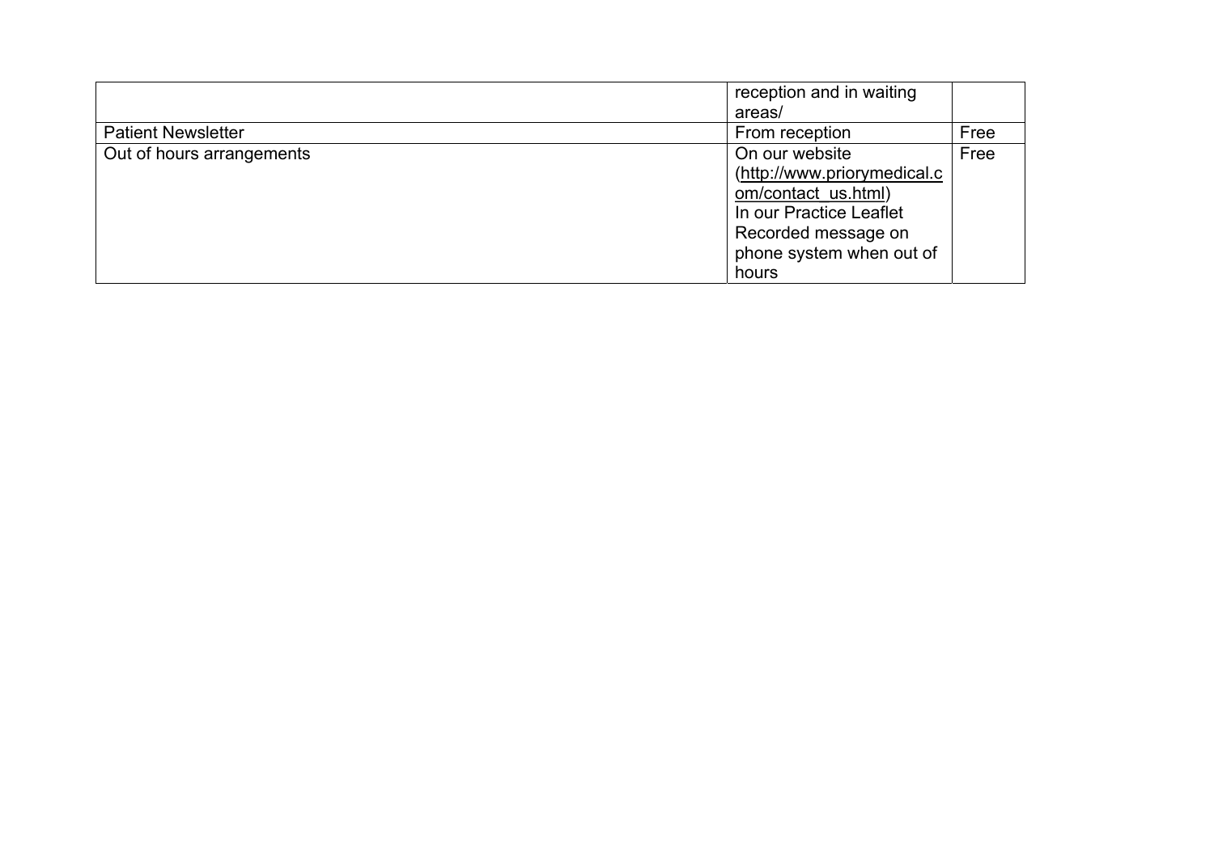| | | |
|---|---|---|
| | reception and in waiting areas/ | |
| Patient Newsletter | From reception | Free |
| Out of hours arrangements | On our website (http://www.priorymedical.com/contact_us.html) In our Practice Leaflet Recorded message on phone system when out of hours | Free |